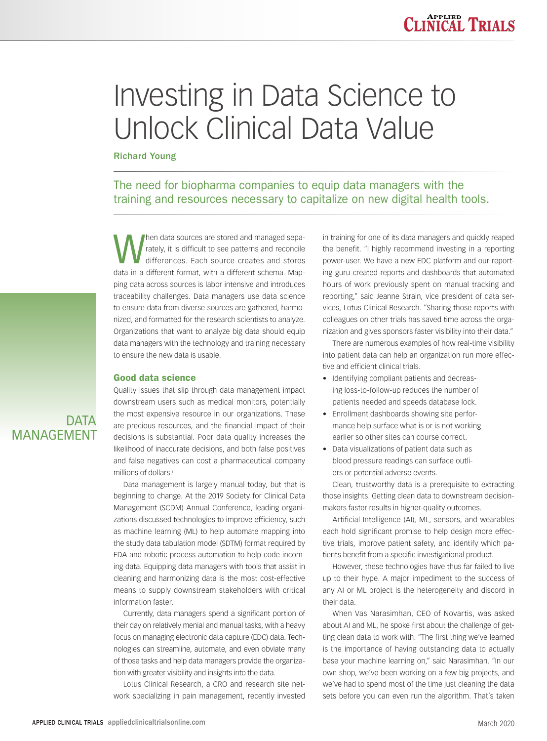# Investing in Data Science to Unlock Clinical Data Value

**Richard Young**

The need for biopharma companies to equip data managers with the training and resources necessary to capitalize on new digital health tools.

DATA MANAGEMENT

When data sources are stored and managed separately, it is difficult to see patterns and reconcile differences. Each source creates and stores data in a different format, with a different schema. Mapping data across sources is labor intensive and introduces traceability challenges. Data managers use data science to ensure data from diverse sources are gathered, harmonized, and formatted for the research scientists to analyze. Organizations that want to analyze big data should equip data managers with the technology and training necessary to ensure the new data is usable.

## Good data science

Quality issues that slip through data management impact downstream users such as medical monitors, potentially the most expensive resource in our organizations. These are precious resources, and the financial impact of their decisions is substantial. Poor data quality increases the likelihood of inaccurate decisions, and both false positives and false negatives can cost a pharmaceutical company millions of dollars.[1]

Data management is largely manual today, but that is beginning to change. At the 2019 Society for Clinical Data Management (SCDM) Annual Conference, leading organizations discussed technologies to improve efficiency, such as machine learning (ML) to help automate mapping into the study data tabulation model (SDTM) format required by FDA and robotic process automation to help code incoming data. Equipping data managers with tools that assist in cleaning and harmonizing data is the most cost-effective means to supply downstream stakeholders with critical information faster.

Currently, data managers spend a significant portion of their day on relatively menial and manual tasks, with a heavy focus on managing electronic data capture (EDC) data. Technologies can streamline, automate, and even obviate many of those tasks and help data managers provide the organization with greater visibility and insights into the data.

Lotus Clinical Research, a CRO and research site network specializing in pain management, recently invested in training for one of its data managers and quickly reaped the benefit. "I highly recommend investing in a reporting power-user. We have a new EDC platform and our reporting guru created reports and dashboards that automated hours of work previously spent on manual tracking and reporting," said Jeanne Strain, vice president of data services, Lotus Clinical Research. "Sharing those reports with colleagues on other trials has saved time across the organization and gives sponsors faster visibility into their data."

There are numerous examples of how real-time visibility into patient data can help an organization run more effective and efficient clinical trials.

- Identifying compliant patients and decreasing loss-to-follow-up reduces the number of patients needed and speeds database lock.
- Enrollment dashboards showing site performance help surface what is or is not working earlier so other sites can course correct.
- Data visualizations of patient data such as blood pressure readings can surface outliers or potential adverse events.

Clean, trustworthy data is a prerequisite to extracting those insights. Getting clean data to downstream decision-makers faster results in higher-quality outcomes.

Artificial Intelligence (AI), ML, sensors, and wearables each hold significant promise to help design more effective trials, improve patient safety, and identify which patients benefit from a specific investigational product.

However, these technologies have thus far failed to live up to their hype. A major impediment to the success of any AI or ML project is the heterogeneity and discord in their data.

When Vas Narasimhan, CEO of Novartis, was asked about AI and ML, he spoke first about the challenge of getting clean data to work with. "The first thing we've learned is the importance of having outstanding data to actually base your machine learning on," said Narasimhan. "In our own shop, we've been working on a few big projects, and we've had to spend most of the time just cleaning the data sets before you can even run the algorithm. That's taken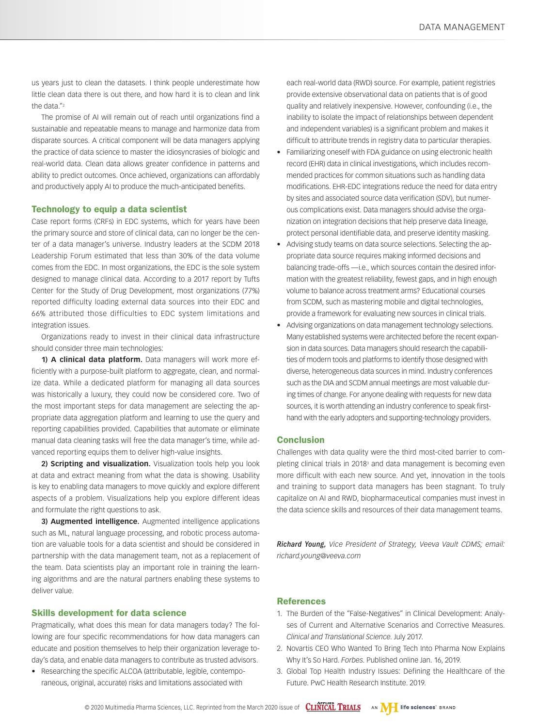us years just to clean the datasets. I think people underestimate how little clean data there is out there, and how hard it is to clean and link the data."[2]

The promise of AI will remain out of reach until organizations find a sustainable and repeatable means to manage and harmonize data from disparate sources. A critical component will be data managers applying the practice of data science to master the idiosyncrasies of biologic and real-world data. Clean data allows greater confidence in patterns and ability to predict outcomes. Once achieved, organizations can affordably and productively apply AI to produce the much-anticipated benefits.

## Technology to equip a data scientist

Case report forms (CRFs) in EDC systems, which for years have been the primary source and store of clinical data, can no longer be the center of a data manager's universe. Industry leaders at the SCDM 2018 Leadership Forum estimated that less than 30% of the data volume comes from the EDC. In most organizations, the EDC is the sole system designed to manage clinical data. According to a 2017 report by Tufts Center for the Study of Drug Development, most organizations (77%) reported difficulty loading external data sources into their EDC and 66% attributed those difficulties to EDC system limitations and integration issues.

Organizations ready to invest in their clinical data infrastructure should consider three main technologies:

**1) A clinical data platform.** Data managers will work more efficiently with a purpose-built platform to aggregate, clean, and normalize data. While a dedicated platform for managing all data sources was historically a luxury, they could now be considered core. Two of the most important steps for data management are selecting the appropriate data aggregation platform and learning to use the query and reporting capabilities provided. Capabilities that automate or eliminate manual data cleaning tasks will free the data manager's time, while advanced reporting equips them to deliver high-value insights.

**2) Scripting and visualization.** Visualization tools help you look at data and extract meaning from what the data is showing. Usability is key to enabling data managers to move quickly and explore different aspects of a problem. Visualizations help you explore different ideas and formulate the right questions to ask.

**3) Augmented intelligence.** Augmented intelligence applications such as ML, natural language processing, and robotic process automation are valuable tools for a data scientist and should be considered in partnership with the data management team, not as a replacement of the team. Data scientists play an important role in training the learning algorithms and are the natural partners enabling these systems to deliver value.

## Skills development for data science

Pragmatically, what does this mean for data managers today? The following are four specific recommendations for how data managers can educate and position themselves to help their organization leverage today's data, and enable data managers to contribute as trusted advisors.

- Researching the specific ALCOA (attributable, legible, contemporaneous, original, accurate) risks and limitations associated with each real-world data (RWD) source. For example, patient registries provide extensive observational data on patients that is of good quality and relatively inexpensive. However, confounding (i.e., the inability to isolate the impact of relationships between dependent and independent variables) is a significant problem and makes it difficult to attribute trends in registry data to particular therapies.
- Familiarizing oneself with FDA guidance on using electronic health record (EHR) data in clinical investigations, which includes recommended practices for common situations such as handling data modifications. EHR-EDC integrations reduce the need for data entry by sites and associated source data verification (SDV), but numerous complications exist. Data managers should advise the organization on integration decisions that help preserve data lineage, protect personal identifiable data, and preserve identity masking.
- Advising study teams on data source selections. Selecting the appropriate data source requires making informed decisions and balancing trade-offs —i.e., which sources contain the desired information with the greatest reliability, fewest gaps, and in high enough volume to balance across treatment arms? Educational courses from SCDM, such as mastering mobile and digital technologies, provide a framework for evaluating new sources in clinical trials.
- Advising organizations on data management technology selections. Many established systems were architected before the recent expansion in data sources. Data managers should research the capabilities of modern tools and platforms to identify those designed with diverse, heterogeneous data sources in mind. Industry conferences such as the DIA and SCDM annual meetings are most valuable during times of change. For anyone dealing with requests for new data sources, it is worth attending an industry conference to speak firsthand with the early adopters and supporting-technology providers.

## Conclusion

Challenges with data quality were the third most-cited barrier to completing clinical trials in 2018[3] and data management is becoming even more difficult with each new source. And yet, innovation in the tools and training to support data managers has been stagnant. To truly capitalize on AI and RWD, biopharmaceutical companies must invest in the data science skills and resources of their data management teams.

***Richard Young**, Vice President of Strategy, Veeva Vault CDMS; email: richard.young@veeva.com*

## References

1. The Burden of the "False-Negatives" in Clinical Development: Analyses of Current and Alternative Scenarios and Corrective Measures. *Clinical and Translational Science.* July 2017.
2. Novartis CEO Who Wanted To Bring Tech Into Pharma Now Explains Why It's So Hard. *Forbes.* Published online Jan. 16, 2019.
3. Global Top Health Industry Issues: Defining the Healthcare of the Future. PwC Health Research Institute. 2019.

© 2020 Multimedia Pharma Sciences, LLC. Reprinted from the March 2020 issue of Applied Clinical Trials